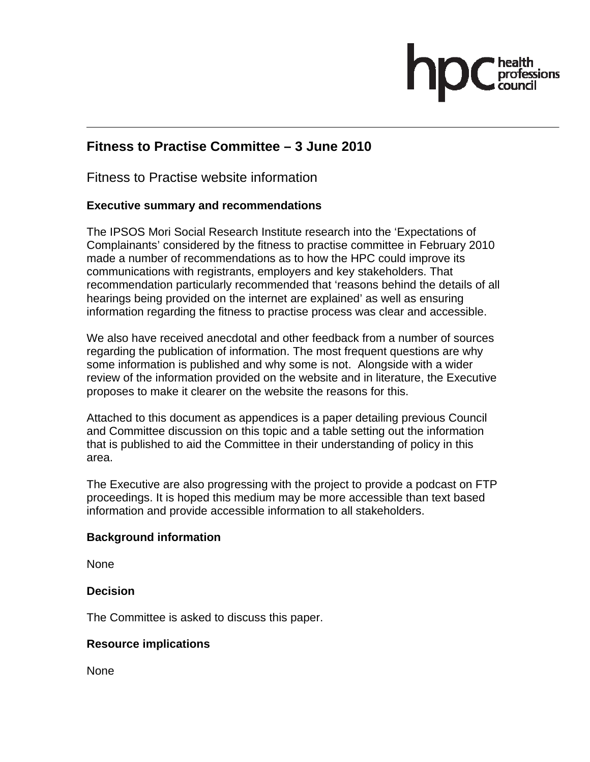# Fitness to Practise Committee – 3 June 2010

## Fitness to Practise website information

### Executive summary and recommendations

The IPSOS Mori Social Research Institute research into the 'Expectations of Complainants' considered by the fitness to practise committee in February 2010 made a number of recommendations as to how the HPC could improve its communications with registrants, employers and key stakeholders. That recommendation particularly recommended that 'reasons behind the details of all hearings being provided on the internet are explained' as well as ensuring information regarding the fitness to practise process was clear and accessible.

We also have received anecdotal and other feedback from a number of sources regarding the publication of information. The most frequent questions are why some information is published and why some is not. Alongside with a wider review of the information provided on the website and in literature, the Executive proposes to make it clearer on the website the reasons for this.

Attached to this document as appendices is a paper detailing previous Council and Committee discussion on this topic and a table setting out the information that is published to aid the Committee in their understanding of policy in this area.

The Executive are also progressing with the project to provide a podcast on FTP proceedings. It is hoped this medium may be more accessible than text based information and provide accessible information to all stakeholders.

### Background information

None

### Decision

The Committee is asked to discuss this paper.

### Resource implications

None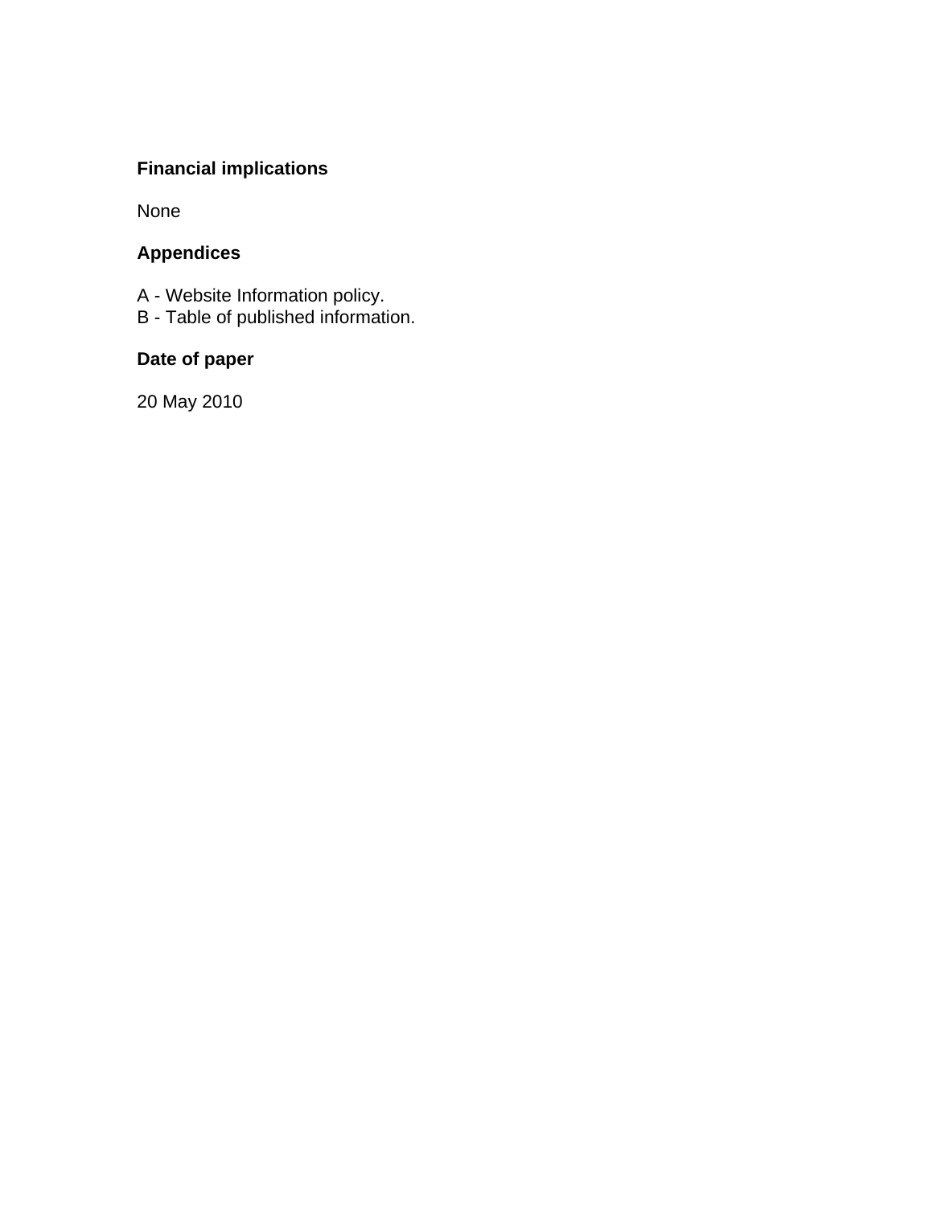## Financial implications

None

## Appendices

A - Website Information policy.
B - Table of published information.

## Date of paper

20 May 2010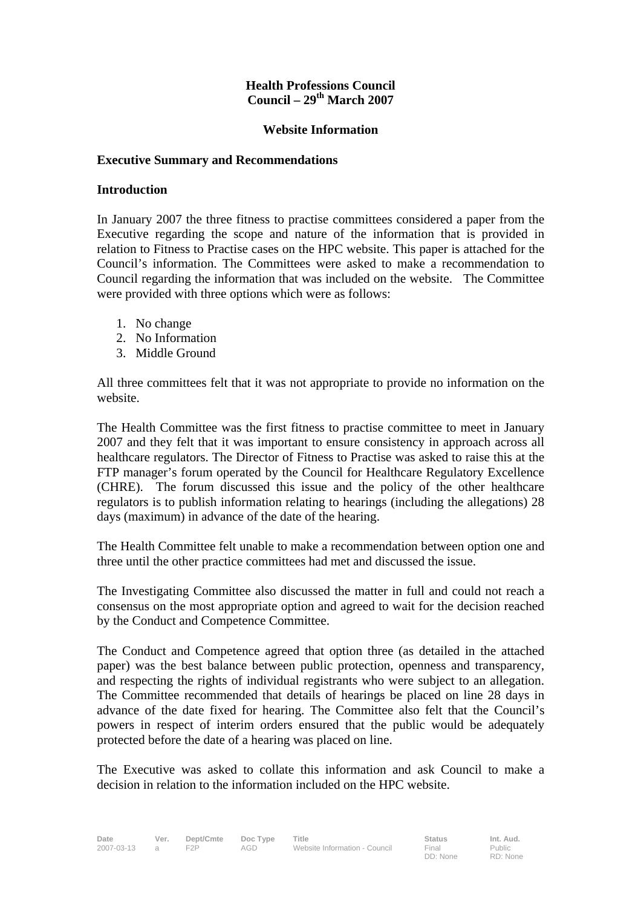**Health Professions Council**
**Council – 29th March 2007**

**Website Information**

**Executive Summary and Recommendations**

**Introduction**

In January 2007 the three fitness to practise committees considered a paper from the Executive regarding the scope and nature of the information that is provided in relation to Fitness to Practise cases on the HPC website. This paper is attached for the Council's information. The Committees were asked to make a recommendation to Council regarding the information that was included on the website. The Committee were provided with three options which were as follows:

1. No change
2. No Information
3. Middle Ground

All three committees felt that it was not appropriate to provide no information on the website.

The Health Committee was the first fitness to practise committee to meet in January 2007 and they felt that it was important to ensure consistency in approach across all healthcare regulators. The Director of Fitness to Practise was asked to raise this at the FTP manager's forum operated by the Council for Healthcare Regulatory Excellence (CHRE). The forum discussed this issue and the policy of the other healthcare regulators is to publish information relating to hearings (including the allegations) 28 days (maximum) in advance of the date of the hearing.

The Health Committee felt unable to make a recommendation between option one and three until the other practice committees had met and discussed the issue.

The Investigating Committee also discussed the matter in full and could not reach a consensus on the most appropriate option and agreed to wait for the decision reached by the Conduct and Competence Committee.

The Conduct and Competence agreed that option three (as detailed in the attached paper) was the best balance between public protection, openness and transparency, and respecting the rights of individual registrants who were subject to an allegation. The Committee recommended that details of hearings be placed on line 28 days in advance of the date fixed for hearing. The Committee also felt that the Council's powers in respect of interim orders ensured that the public would be adequately protected before the date of a hearing was placed on line.

The Executive was asked to collate this information and ask Council to make a decision in relation to the information included on the HPC website.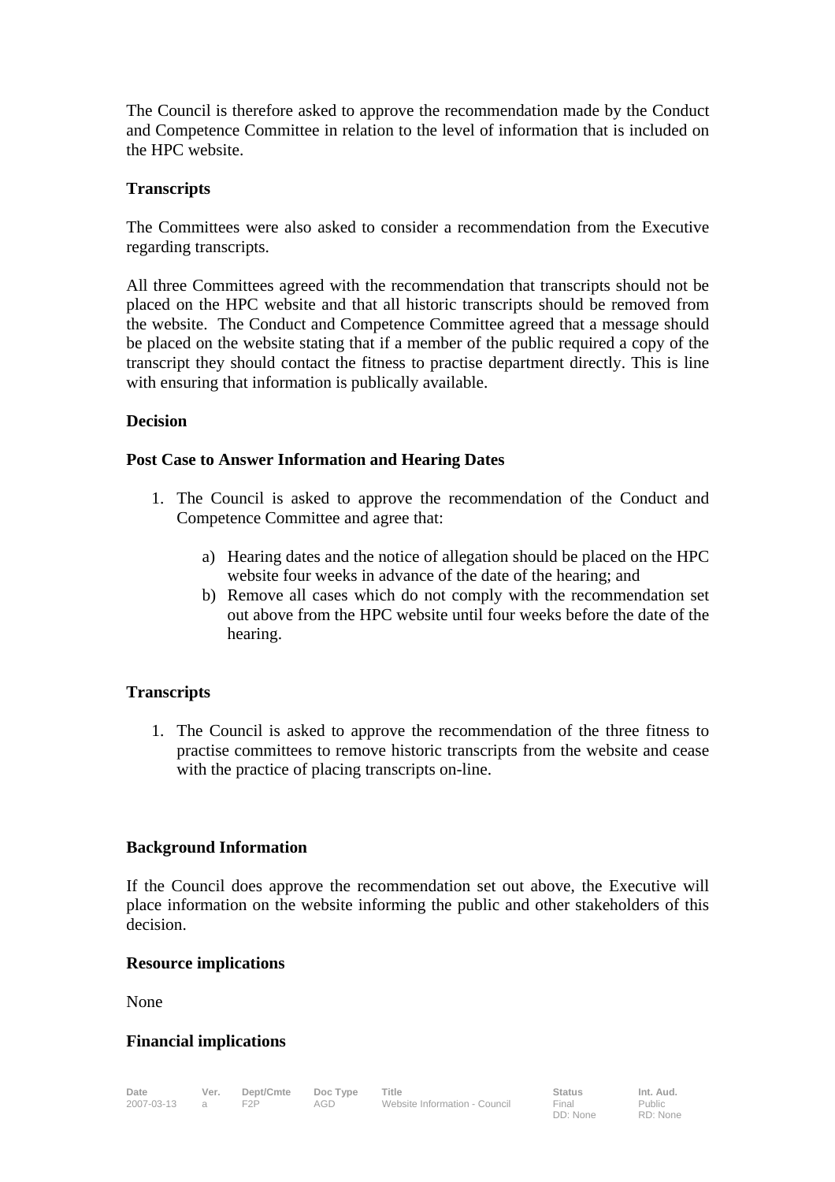The Council is therefore asked to approve the recommendation made by the Conduct and Competence Committee in relation to the level of information that is included on the HPC website.

**Transcripts**

The Committees were also asked to consider a recommendation from the Executive regarding transcripts.

All three Committees agreed with the recommendation that transcripts should not be placed on the HPC website and that all historic transcripts should be removed from the website. The Conduct and Competence Committee agreed that a message should be placed on the website stating that if a member of the public required a copy of the transcript they should contact the fitness to practise department directly. This is line with ensuring that information is publically available.

**Decision**

**Post Case to Answer Information and Hearing Dates**

1. The Council is asked to approve the recommendation of the Conduct and Competence Committee and agree that:

   a) Hearing dates and the notice of allegation should be placed on the HPC website four weeks in advance of the date of the hearing; and
   b) Remove all cases which do not comply with the recommendation set out above from the HPC website until four weeks before the date of the hearing.

**Transcripts**

1. The Council is asked to approve the recommendation of the three fitness to practise committees to remove historic transcripts from the website and cease with the practice of placing transcripts on-line.

**Background Information**

If the Council does approve the recommendation set out above, the Executive will place information on the website informing the public and other stakeholders of this decision.

**Resource implications**

None

**Financial implications**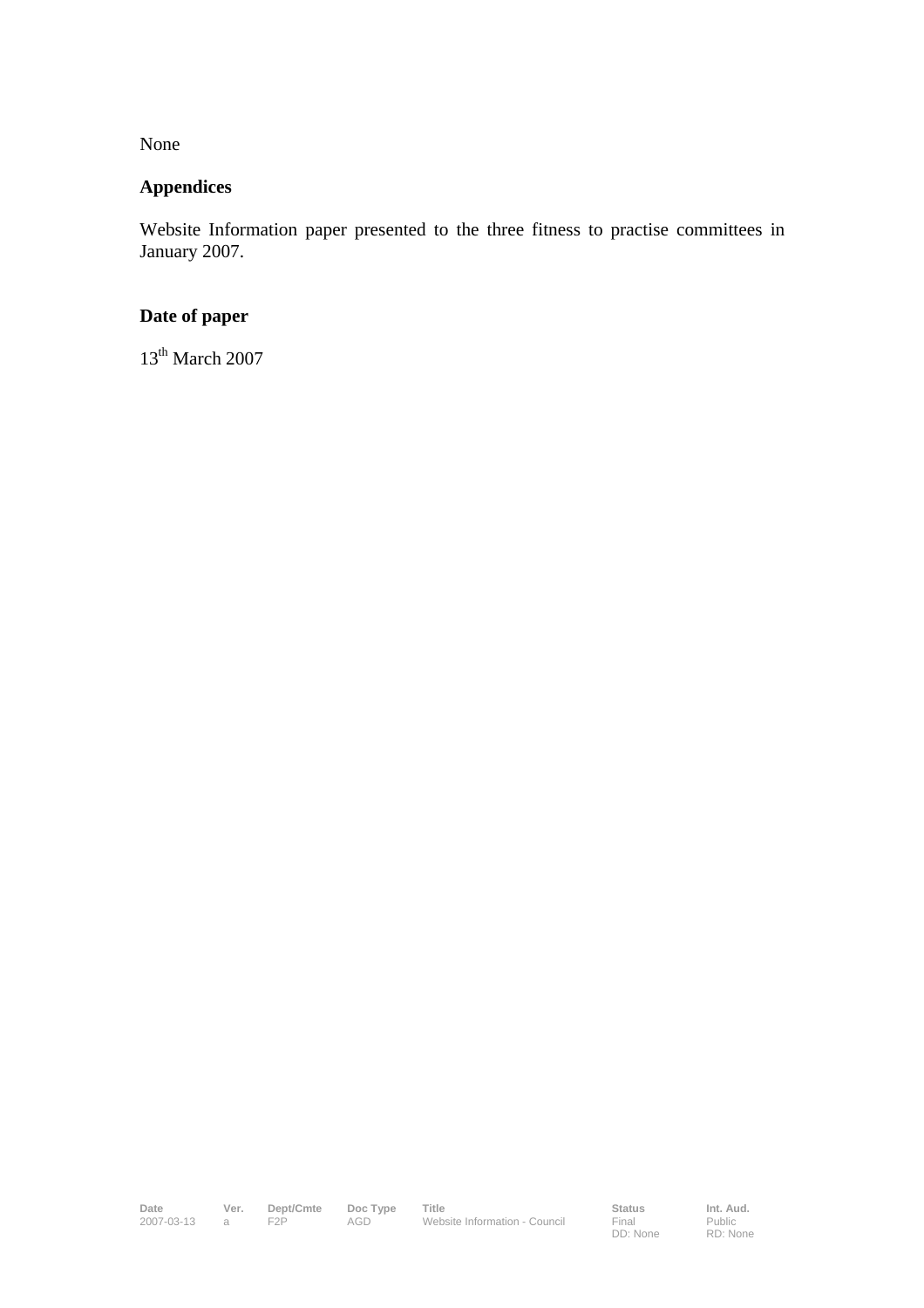None

**Appendices**

Website Information paper presented to the three fitness to practise committees in January 2007.

**Date of paper**

13th March 2007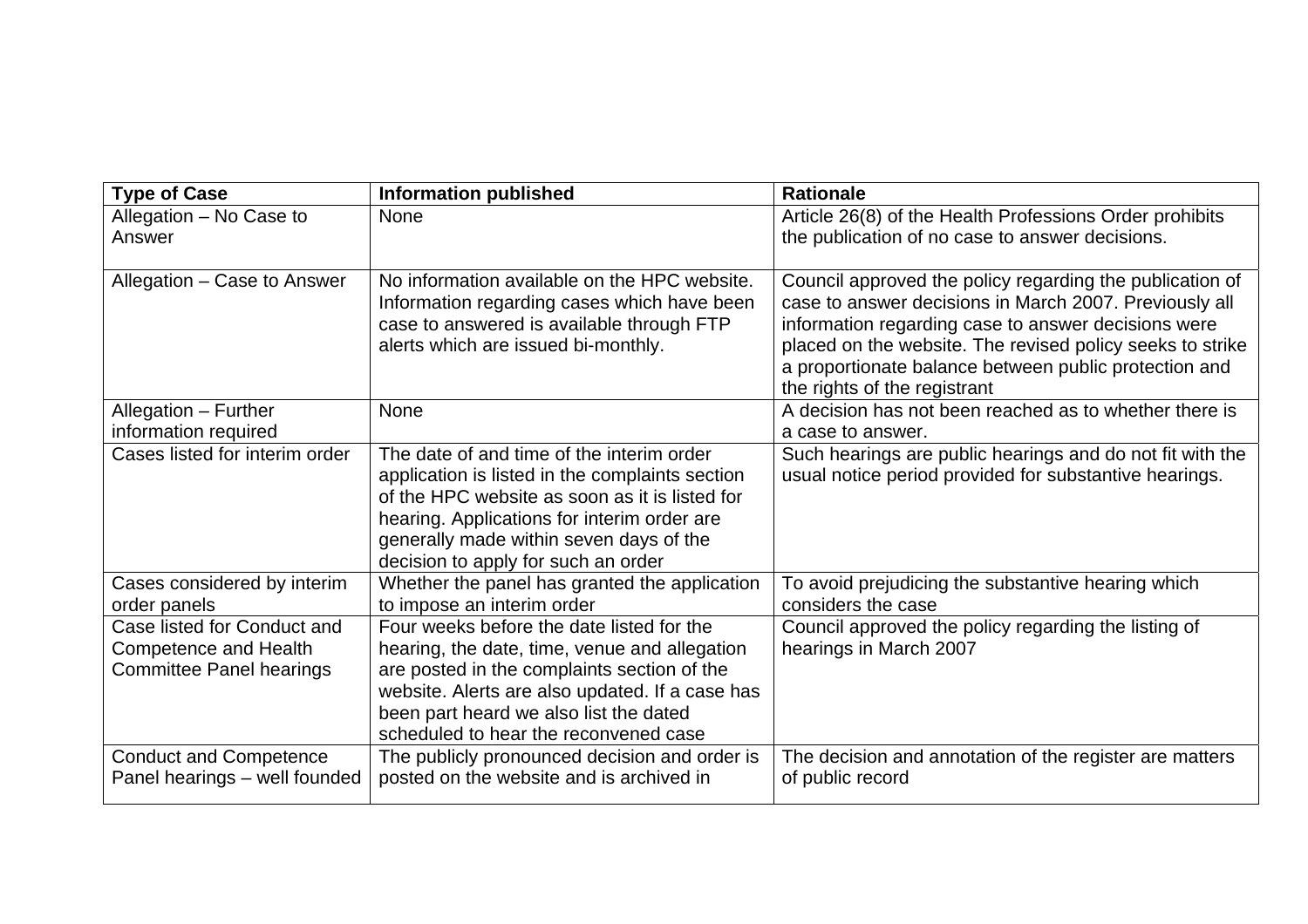| Type of Case | Information published | Rationale |
| --- | --- | --- |
| Allegation – No Case to Answer | None | Article 26(8) of the Health Professions Order prohibits the publication of no case to answer decisions. |
| Allegation – Case to Answer | No information available on the HPC website. Information regarding cases which have been case to answered is available through FTP alerts which are issued bi-monthly. | Council approved the policy regarding the publication of case to answer decisions in March 2007. Previously all information regarding case to answer decisions were placed on the website. The revised policy seeks to strike a proportionate balance between public protection and the rights of the registrant |
| Allegation – Further information required | None | A decision has not been reached as to whether there is a case to answer. |
| Cases listed for interim order | The date of and time of the interim order application is listed in the complaints section of the HPC website as soon as it is listed for hearing. Applications for interim order are generally made within seven days of the decision to apply for such an order | Such hearings are public hearings and do not fit with the usual notice period provided for substantive hearings. |
| Cases considered by interim order panels | Whether the panel has granted the application to impose an interim order | To avoid prejudicing the substantive hearing which considers the case |
| Case listed for Conduct and Competence and Health Committee Panel hearings | Four weeks before the date listed for the hearing, the date, time, venue and allegation are posted in the complaints section of the website. Alerts are also updated. If a case has been part heard we also list the dated scheduled to hear the reconvened case | Council approved the policy regarding the listing of hearings in March 2007 |
| Conduct and Competence Panel hearings – well founded | The publicly pronounced decision and order is posted on the website and is archived in | The decision and annotation of the register are matters of public record |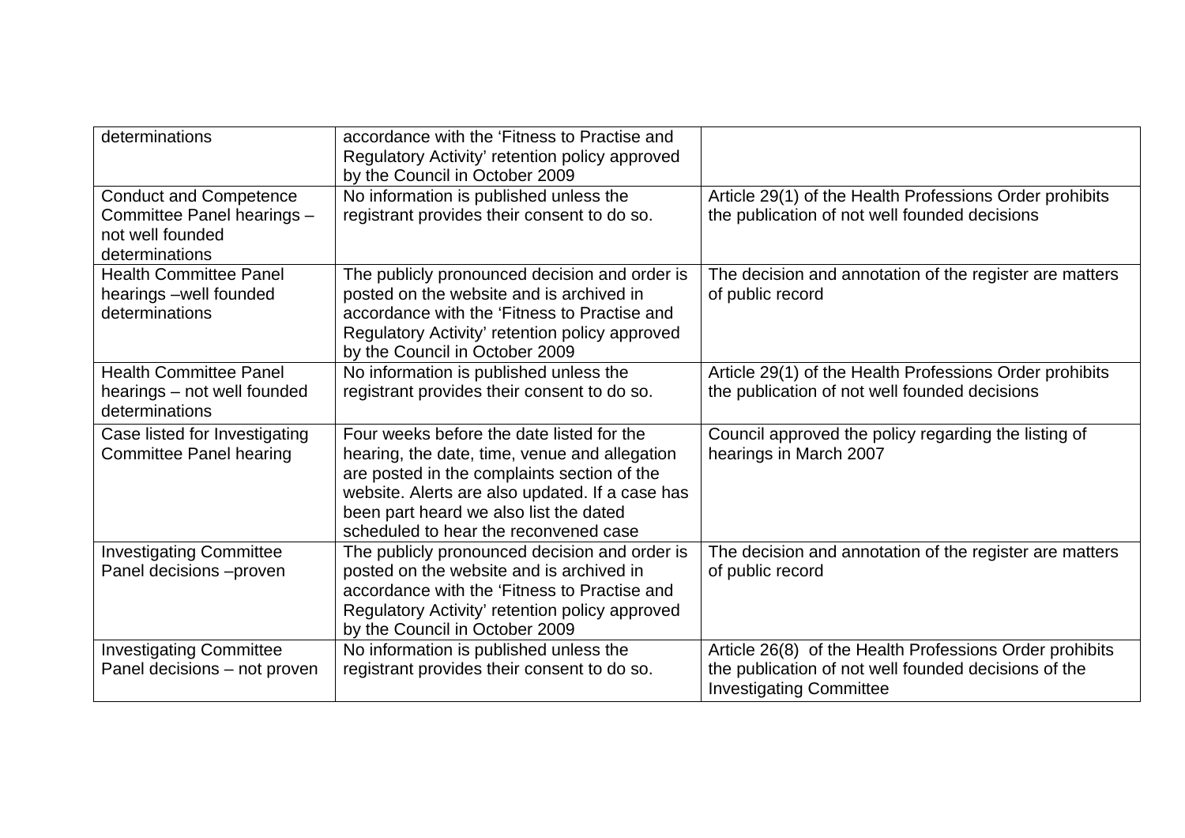| | | |
|---|---|---|
| determinations | accordance with the ‘Fitness to Practise and Regulatory Activity’ retention policy approved by the Council in October 2009 | |
| Conduct and Competence Committee Panel hearings – not well founded determinations | No information is published unless the registrant provides their consent to do so. | Article 29(1) of the Health Professions Order prohibits the publication of not well founded decisions |
| Health Committee Panel hearings –well founded determinations | The publicly pronounced decision and order is posted on the website and is archived in accordance with the ‘Fitness to Practise and Regulatory Activity’ retention policy approved by the Council in October 2009 | The decision and annotation of the register are matters of public record |
| Health Committee Panel hearings – not well founded determinations | No information is published unless the registrant provides their consent to do so. | Article 29(1) of the Health Professions Order prohibits the publication of not well founded decisions |
| Case listed for Investigating Committee Panel hearing | Four weeks before the date listed for the hearing, the date, time, venue and allegation are posted in the complaints section of the website. Alerts are also updated. If a case has been part heard we also list the dated scheduled to hear the reconvened case | Council approved the policy regarding the listing of hearings in March 2007 |
| Investigating Committee Panel decisions –proven | The publicly pronounced decision and order is posted on the website and is archived in accordance with the ‘Fitness to Practise and Regulatory Activity’ retention policy approved by the Council in October 2009 | The decision and annotation of the register are matters of public record |
| Investigating Committee Panel decisions – not proven | No information is published unless the registrant provides their consent to do so. | Article 26(8) of the Health Professions Order prohibits the publication of not well founded decisions of the Investigating Committee |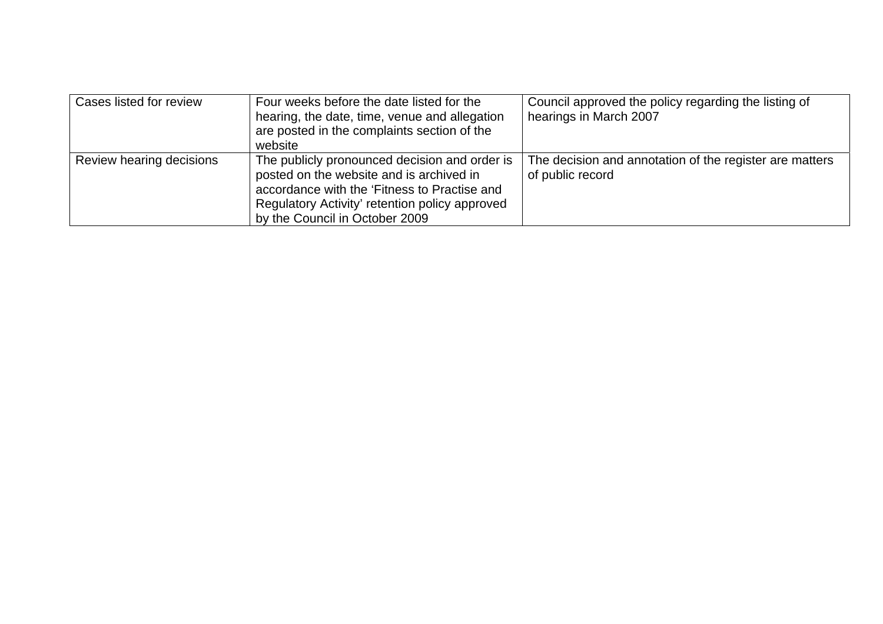| | | |
|---|---|---|
| Cases listed for review | Four weeks before the date listed for the hearing, the date, time, venue and allegation are posted in the complaints section of the website | Council approved the policy regarding the listing of hearings in March 2007 |
| Review hearing decisions | The publicly pronounced decision and order is posted on the website and is archived in accordance with the 'Fitness to Practise and Regulatory Activity' retention policy approved by the Council in October 2009 | The decision and annotation of the register are matters of public record |